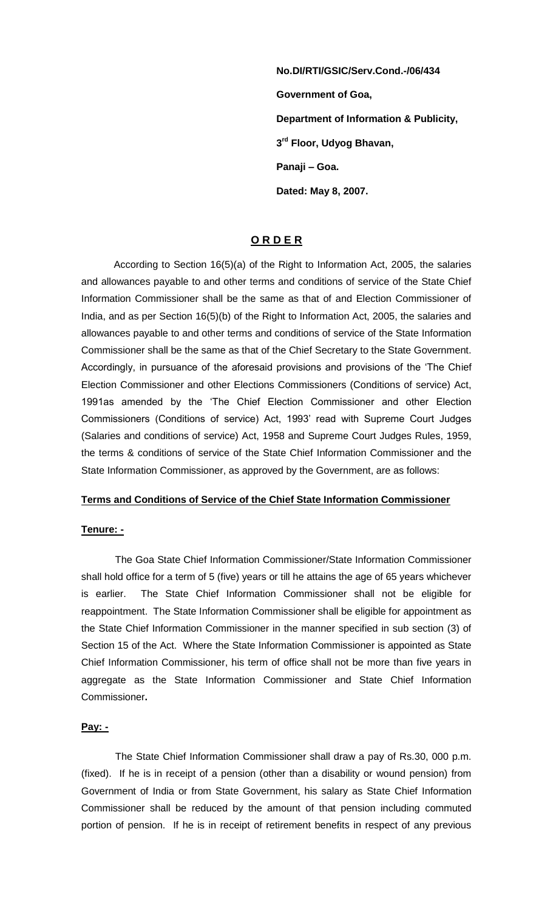**No.DI/RTI/GSIC/Serv.Cond.-/06/434**

**Government of Goa,**

**Department of Information & Publicity,**

**3rd Floor, Udyog Bhavan,**

**Panaji – Goa.**

**Dated: May 8, 2007.**

## O R D E R

According to Section 16(5)(a) of the Right to Information Act, 2005, the salaries and allowances payable to and other terms and conditions of service of the State Chief Information Commissioner shall be the same as that of and Election Commissioner of India, and as per Section 16(5)(b) of the Right to Information Act, 2005, the salaries and allowances payable to and other terms and conditions of service of the State Information Commissioner shall be the same as that of the Chief Secretary to the State Government. Accordingly, in pursuance of the aforesaid provisions and provisions of the 'The Chief Election Commissioner and other Elections Commissioners (Conditions of service) Act, 1991as amended by the 'The Chief Election Commissioner and other Election Commissioners (Conditions of service) Act, 1993' read with Supreme Court Judges (Salaries and conditions of service) Act, 1958 and Supreme Court Judges Rules, 1959, the terms & conditions of service of the State Chief Information Commissioner and the State Information Commissioner, as approved by the Government, are as follows:

**Terms and Conditions of Service of the Chief State Information Commissioner**

**Tenure: -**

The Goa State Chief Information Commissioner/State Information Commissioner shall hold office for a term of 5 (five) years or till he attains the age of 65 years whichever is earlier. The State Chief Information Commissioner shall not be eligible for reappointment. The State Information Commissioner shall be eligible for appointment as the State Chief Information Commissioner in the manner specified in sub section (3) of Section 15 of the Act. Where the State Information Commissioner is appointed as State Chief Information Commissioner, his term of office shall not be more than five years in aggregate as the State Information Commissioner and State Chief Information Commissioner**.**

**Pay: -**

The State Chief Information Commissioner shall draw a pay of Rs.30, 000 p.m. (fixed). If he is in receipt of a pension (other than a disability or wound pension) from Government of India or from State Government, his salary as State Chief Information Commissioner shall be reduced by the amount of that pension including commuted portion of pension. If he is in receipt of retirement benefits in respect of any previous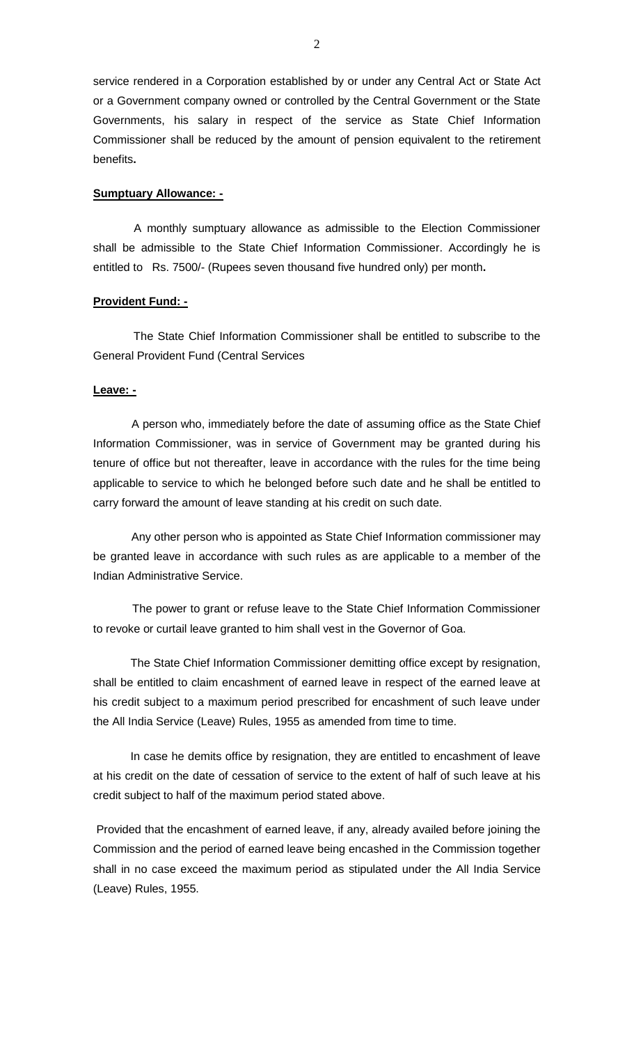service rendered in a Corporation established by or under any Central Act or State Act or a Government company owned or controlled by the Central Government or the State Governments, his salary in respect of the service as State Chief Information Commissioner shall be reduced by the amount of pension equivalent to the retirement benefits**.**

**Sumptuary Allowance: -**

A monthly sumptuary allowance as admissible to the Election Commissioner shall be admissible to the State Chief Information Commissioner. Accordingly he is entitled to Rs. 7500/- (Rupees seven thousand five hundred only) per month**.**

**Provident Fund: -**

The State Chief Information Commissioner shall be entitled to subscribe to the General Provident Fund (Central Services

**Leave: -**

A person who, immediately before the date of assuming office as the State Chief Information Commissioner, was in service of Government may be granted during his tenure of office but not thereafter, leave in accordance with the rules for the time being applicable to service to which he belonged before such date and he shall be entitled to carry forward the amount of leave standing at his credit on such date.

Any other person who is appointed as State Chief Information commissioner may be granted leave in accordance with such rules as are applicable to a member of the Indian Administrative Service.

The power to grant or refuse leave to the State Chief Information Commissioner to revoke or curtail leave granted to him shall vest in the Governor of Goa.

The State Chief Information Commissioner demitting office except by resignation, shall be entitled to claim encashment of earned leave in respect of the earned leave at his credit subject to a maximum period prescribed for encashment of such leave under the All India Service (Leave) Rules, 1955 as amended from time to time.

In case he demits office by resignation, they are entitled to encashment of leave at his credit on the date of cessation of service to the extent of half of such leave at his credit subject to half of the maximum period stated above.

Provided that the encashment of earned leave, if any, already availed before joining the Commission and the period of earned leave being encashed in the Commission together shall in no case exceed the maximum period as stipulated under the All India Service (Leave) Rules, 1955.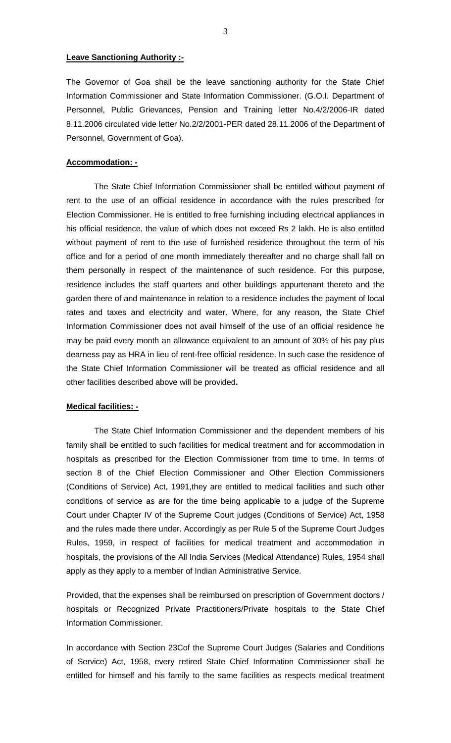**Leave Sanctioning Authority :-**

The Governor of Goa shall be the leave sanctioning authority for the State Chief Information Commissioner and State Information Commissioner. (G.O.I. Department of Personnel, Public Grievances, Pension and Training letter No.4/2/2006-IR dated 8.11.2006 circulated vide letter No.2/2/2001-PER dated 28.11.2006 of the Department of Personnel, Government of Goa).

**Accommodation: -**

The State Chief Information Commissioner shall be entitled without payment of rent to the use of an official residence in accordance with the rules prescribed for Election Commissioner. He is entitled to free furnishing including electrical appliances in his official residence, the value of which does not exceed Rs 2 lakh. He is also entitled without payment of rent to the use of furnished residence throughout the term of his office and for a period of one month immediately thereafter and no charge shall fall on them personally in respect of the maintenance of such residence. For this purpose, residence includes the staff quarters and other buildings appurtenant thereto and the garden there of and maintenance in relation to a residence includes the payment of local rates and taxes and electricity and water. Where, for any reason, the State Chief Information Commissioner does not avail himself of the use of an official residence he may be paid every month an allowance equivalent to an amount of 30% of his pay plus dearness pay as HRA in lieu of rent-free official residence. In such case the residence of the State Chief Information Commissioner will be treated as official residence and all other facilities described above will be provided**.**

**Medical facilities: -**

The State Chief Information Commissioner and the dependent members of his family shall be entitled to such facilities for medical treatment and for accommodation in hospitals as prescribed for the Election Commissioner from time to time. In terms of section 8 of the Chief Election Commissioner and Other Election Commissioners (Conditions of Service) Act, 1991,they are entitled to medical facilities and such other conditions of service as are for the time being applicable to a judge of the Supreme Court under Chapter IV of the Supreme Court judges (Conditions of Service) Act, 1958 and the rules made there under. Accordingly as per Rule 5 of the Supreme Court Judges Rules, 1959, in respect of facilities for medical treatment and accommodation in hospitals, the provisions of the All India Services (Medical Attendance) Rules, 1954 shall apply as they apply to a member of Indian Administrative Service.

Provided, that the expenses shall be reimbursed on prescription of Government doctors / hospitals or Recognized Private Practitioners/Private hospitals to the State Chief Information Commissioner.

In accordance with Section 23Cof the Supreme Court Judges (Salaries and Conditions of Service) Act, 1958, every retired State Chief Information Commissioner shall be entitled for himself and his family to the same facilities as respects medical treatment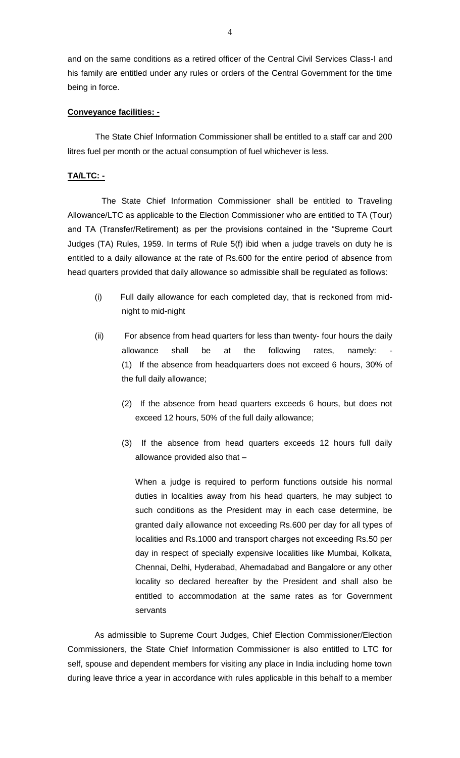and on the same conditions as a retired officer of the Central Civil Services Class-I and his family are entitled under any rules or orders of the Central Government for the time being in force.

**Conveyance facilities: -**

The State Chief Information Commissioner shall be entitled to a staff car and 200 litres fuel per month or the actual consumption of fuel whichever is less.

**TA/LTC: -**

The State Chief Information Commissioner shall be entitled to Traveling Allowance/LTC as applicable to the Election Commissioner who are entitled to TA (Tour) and TA (Transfer/Retirement) as per the provisions contained in the "Supreme Court Judges (TA) Rules, 1959. In terms of Rule 5(f) ibid when a judge travels on duty he is entitled to a daily allowance at the rate of Rs.600 for the entire period of absence from head quarters provided that daily allowance so admissible shall be regulated as follows:

(i) Full daily allowance for each completed day, that is reckoned from mid-night to mid-night

(ii) For absence from head quarters for less than twenty- four hours the daily allowance shall be at the following rates, namely: -
(1) If the absence from headquarters does not exceed 6 hours, 30% of the full daily allowance;

(2) If the absence from head quarters exceeds 6 hours, but does not exceed 12 hours, 50% of the full daily allowance;

(3) If the absence from head quarters exceeds 12 hours full daily allowance provided also that –

When a judge is required to perform functions outside his normal duties in localities away from his head quarters, he may subject to such conditions as the President may in each case determine, be granted daily allowance not exceeding Rs.600 per day for all types of localities and Rs.1000 and transport charges not exceeding Rs.50 per day in respect of specially expensive localities like Mumbai, Kolkata, Chennai, Delhi, Hyderabad, Ahemadabad and Bangalore or any other locality so declared hereafter by the President and shall also be entitled to accommodation at the same rates as for Government servants

As admissible to Supreme Court Judges, Chief Election Commissioner/Election Commissioners, the State Chief Information Commissioner is also entitled to LTC for self, spouse and dependent members for visiting any place in India including home town during leave thrice a year in accordance with rules applicable in this behalf to a member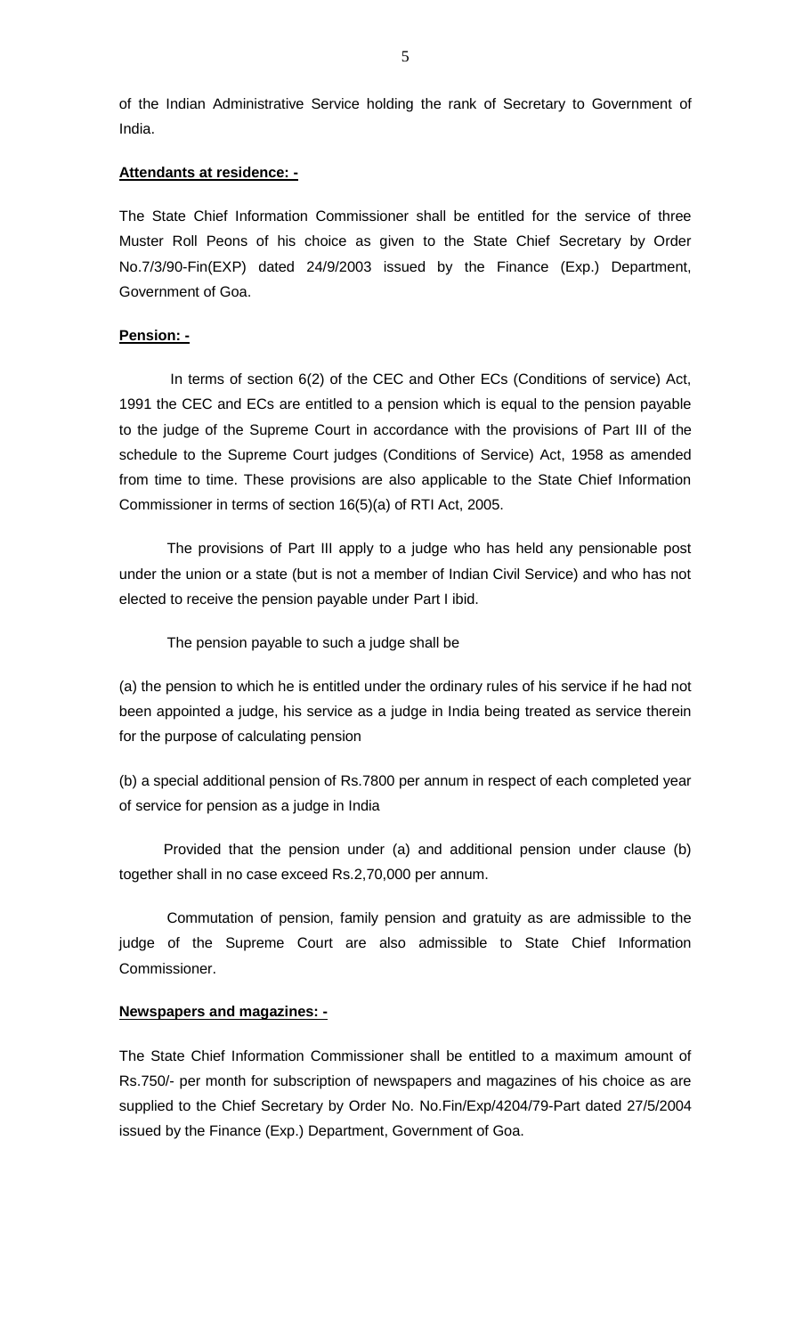of the Indian Administrative Service holding the rank of Secretary to Government of India.

**Attendants at residence: -**

The State Chief Information Commissioner shall be entitled for the service of three Muster Roll Peons of his choice as given to the State Chief Secretary by Order No.7/3/90-Fin(EXP) dated 24/9/2003 issued by the Finance (Exp.) Department, Government of Goa.

**Pension: -**

In terms of section 6(2) of the CEC and Other ECs (Conditions of service) Act, 1991 the CEC and ECs are entitled to a pension which is equal to the pension payable to the judge of the Supreme Court in accordance with the provisions of Part III of the schedule to the Supreme Court judges (Conditions of Service) Act, 1958 as amended from time to time. These provisions are also applicable to the State Chief Information Commissioner in terms of section 16(5)(a) of RTI Act, 2005.

The provisions of Part III apply to a judge who has held any pensionable post under the union or a state (but is not a member of Indian Civil Service) and who has not elected to receive the pension payable under Part I ibid.

The pension payable to such a judge shall be

(a) the pension to which he is entitled under the ordinary rules of his service if he had not been appointed a judge, his service as a judge in India being treated as service therein for the purpose of calculating pension

(b) a special additional pension of Rs.7800 per annum in respect of each completed year of service for pension as a judge in India

Provided that the pension under (a) and additional pension under clause (b) together shall in no case exceed Rs.2,70,000 per annum.

Commutation of pension, family pension and gratuity as are admissible to the judge of the Supreme Court are also admissible to State Chief Information Commissioner.

**Newspapers and magazines: -**

The State Chief Information Commissioner shall be entitled to a maximum amount of Rs.750/- per month for subscription of newspapers and magazines of his choice as are supplied to the Chief Secretary by Order No. No.Fin/Exp/4204/79-Part dated 27/5/2004 issued by the Finance (Exp.) Department, Government of Goa.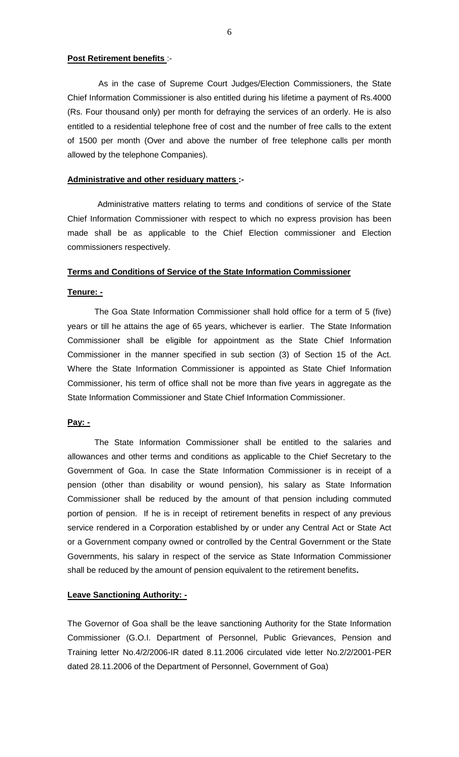**Post Retirement benefits** :-

As in the case of Supreme Court Judges/Election Commissioners, the State Chief Information Commissioner is also entitled during his lifetime a payment of Rs.4000 (Rs. Four thousand only) per month for defraying the services of an orderly. He is also entitled to a residential telephone free of cost and the number of free calls to the extent of 1500 per month (Over and above the number of free telephone calls per month allowed by the telephone Companies).

**Administrative and other residuary matters :-**

Administrative matters relating to terms and conditions of service of the State Chief Information Commissioner with respect to which no express provision has been made shall be as applicable to the Chief Election commissioner and Election commissioners respectively.

**Terms and Conditions of Service of the State Information Commissioner**

**Tenure: -**

The Goa State Information Commissioner shall hold office for a term of 5 (five) years or till he attains the age of 65 years, whichever is earlier. The State Information Commissioner shall be eligible for appointment as the State Chief Information Commissioner in the manner specified in sub section (3) of Section 15 of the Act. Where the State Information Commissioner is appointed as State Chief Information Commissioner, his term of office shall not be more than five years in aggregate as the State Information Commissioner and State Chief Information Commissioner.

**Pay: -**

The State Information Commissioner shall be entitled to the salaries and allowances and other terms and conditions as applicable to the Chief Secretary to the Government of Goa. In case the State Information Commissioner is in receipt of a pension (other than disability or wound pension), his salary as State Information Commissioner shall be reduced by the amount of that pension including commuted portion of pension. If he is in receipt of retirement benefits in respect of any previous service rendered in a Corporation established by or under any Central Act or State Act or a Government company owned or controlled by the Central Government or the State Governments, his salary in respect of the service as State Information Commissioner shall be reduced by the amount of pension equivalent to the retirement benefits**.**

**Leave Sanctioning Authority: -**

The Governor of Goa shall be the leave sanctioning Authority for the State Information Commissioner (G.O.I. Department of Personnel, Public Grievances, Pension and Training letter No.4/2/2006-IR dated 8.11.2006 circulated vide letter No.2/2/2001-PER dated 28.11.2006 of the Department of Personnel, Government of Goa)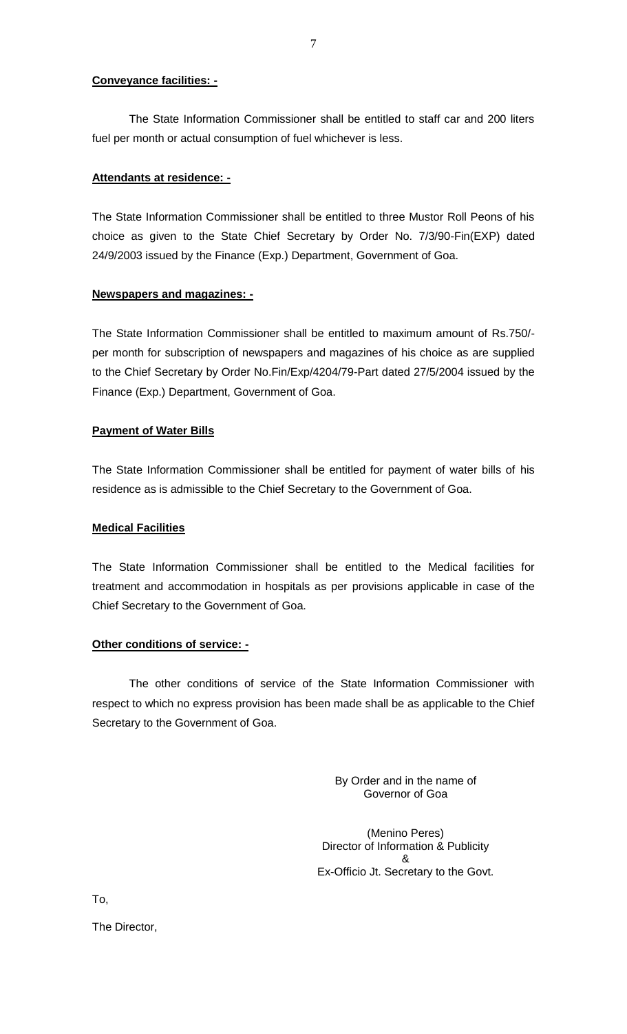**Conveyance facilities: -**

The State Information Commissioner shall be entitled to staff car and 200 liters fuel per month or actual consumption of fuel whichever is less.

**Attendants at residence: -**

The State Information Commissioner shall be entitled to three Mustor Roll Peons of his choice as given to the State Chief Secretary by Order No. 7/3/90-Fin(EXP) dated 24/9/2003 issued by the Finance (Exp.) Department, Government of Goa.

**Newspapers and magazines: -**

The State Information Commissioner shall be entitled to maximum amount of Rs.750/- per month for subscription of newspapers and magazines of his choice as are supplied to the Chief Secretary by Order No.Fin/Exp/4204/79-Part dated 27/5/2004 issued by the Finance (Exp.) Department, Government of Goa.

**Payment of Water Bills**

The State Information Commissioner shall be entitled for payment of water bills of his residence as is admissible to the Chief Secretary to the Government of Goa.

**Medical Facilities**

The State Information Commissioner shall be entitled to the Medical facilities for treatment and accommodation in hospitals as per provisions applicable in case of the Chief Secretary to the Government of Goa.

**Other conditions of service: -**

The other conditions of service of the State Information Commissioner with respect to which no express provision has been made shall be as applicable to the Chief Secretary to the Government of Goa.

By Order and in the name of
Governor of Goa

(Menino Peres)
Director of Information & Publicity
&
Ex-Officio Jt. Secretary to the Govt.

To,

The Director,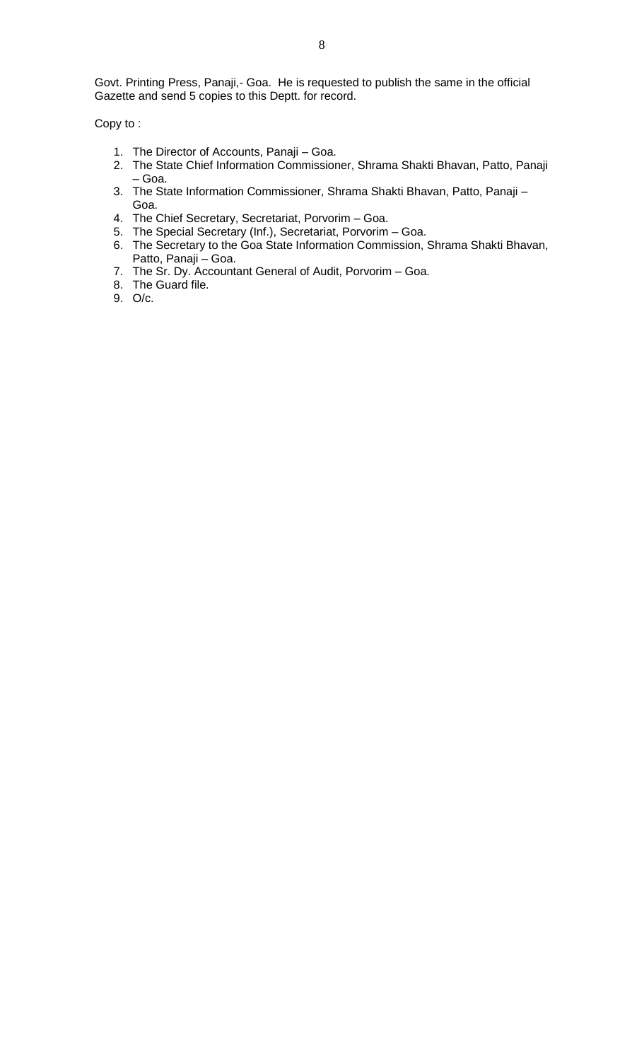Govt. Printing Press, Panaji,- Goa. He is requested to publish the same in the official Gazette and send 5 copies to this Deptt. for record.

Copy to :

1. The Director of Accounts, Panaji – Goa.
2. The State Chief Information Commissioner, Shrama Shakti Bhavan, Patto, Panaji – Goa.
3. The State Information Commissioner, Shrama Shakti Bhavan, Patto, Panaji – Goa.
4. The Chief Secretary, Secretariat, Porvorim – Goa.
5. The Special Secretary (Inf.), Secretariat, Porvorim – Goa.
6. The Secretary to the Goa State Information Commission, Shrama Shakti Bhavan, Patto, Panaji – Goa.
7. The Sr. Dy. Accountant General of Audit, Porvorim – Goa.
8. The Guard file.
9. O/c.